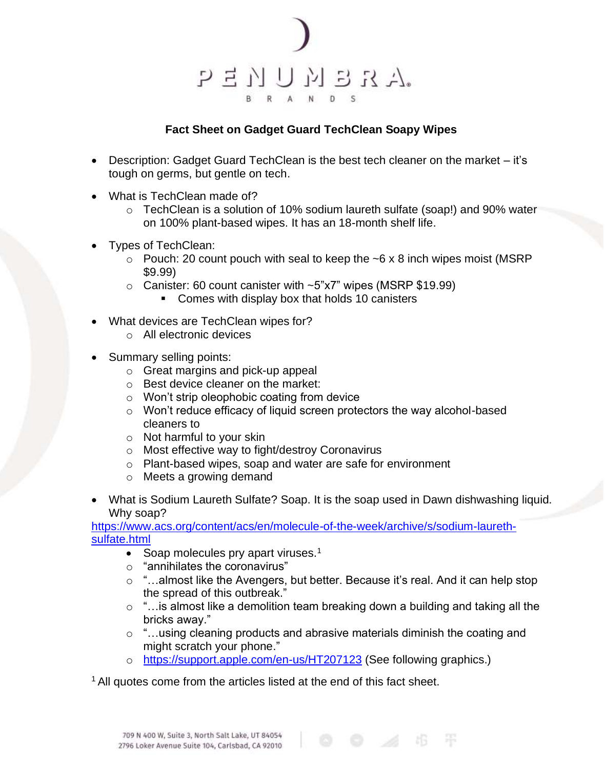# PENUMBRA.

B R A N D S

## Fact Sheet on Gadget Guard TechClean Soapy Wipes

- Description: Gadget Guard TechClean is the best tech cleaner on the market – it's tough on germs, but gentle on tech.

- What is TechClean made of?
  - TechClean is a solution of 10% sodium laureth sulfate (soap!) and 90% water on 100% plant-based wipes. It has an 18-month shelf life.

- Types of TechClean:
  - Pouch: 20 count pouch with seal to keep the ~6 x 8 inch wipes moist (MSRP $9.99)
  - Canister: 60 count canister with ~5"x7" wipes (MSRP $19.99)
    - Comes with display box that holds 10 canisters

- What devices are TechClean wipes for?
  - All electronic devices

- Summary selling points:
  - Great margins and pick-up appeal
  - Best device cleaner on the market:
  - Won't strip oleophobic coating from device
  - Won't reduce efficacy of liquid screen protectors the way alcohol-based cleaners to
  - Not harmful to your skin
  - Most effective way to fight/destroy Coronavirus
  - Plant-based wipes, soap and water are safe for environment
  - Meets a growing demand

- What is Sodium Laureth Sulfate? Soap. It is the soap used in Dawn dishwashing liquid. Why soap?

https://www.acs.org/content/acs/en/molecule-of-the-week/archive/s/sodium-laureth-sulfate.html

- Soap molecules pry apart viruses.[1]
  - "annihilates the coronavirus"
  - "…almost like the Avengers, but better. Because it's real. And it can help stop the spread of this outbreak."
  - "…is almost like a demolition team breaking down a building and taking all the bricks away."
  - "…using cleaning products and abrasive materials diminish the coating and might scratch your phone."
  - https://support.apple.com/en-us/HT207123 (See following graphics.)

[1] All quotes come from the articles listed at the end of this fact sheet.

709 N 400 W, Suite 3, North Salt Lake, UT 84054
2796 Loker Avenue Suite 104, Carlsbad, CA 92010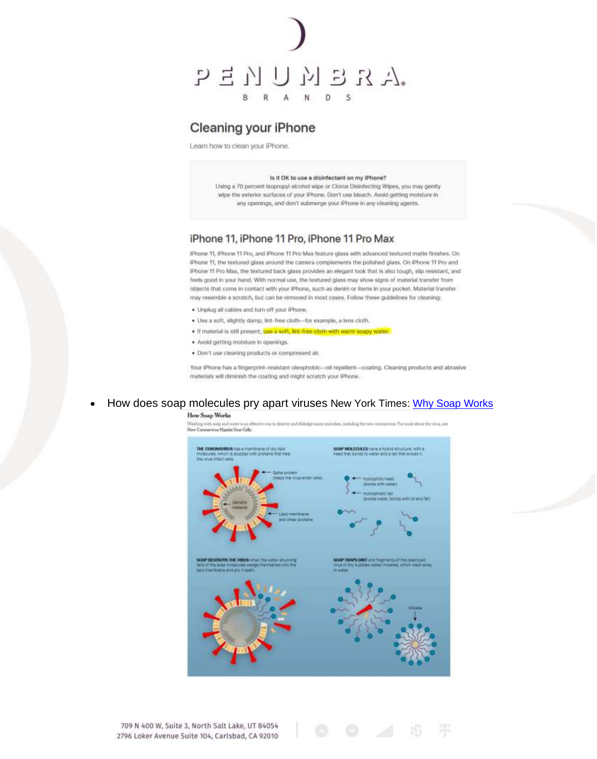# PENUMBRA BRANDS

## Cleaning your iPhone

Learn how to clean your iPhone.

**Is it OK to use a disinfectant on my iPhone?**
Using a 70 percent isopropyl alcohol wipe or Clorox Disinfecting Wipes, you may gently wipe the exterior surfaces of your iPhone. Don't use bleach. Avoid getting moisture in any openings, and don't submerge your iPhone in any cleaning agents.

### iPhone 11, iPhone 11 Pro, iPhone 11 Pro Max

iPhone 11, iPhone 11 Pro, and iPhone 11 Pro Max feature glass with advanced textured matte finishes. On iPhone 11, the textured glass around the camera complements the polished glass. On iPhone 11 Pro and iPhone 11 Pro Max, the textured back glass provides an elegant look that is also tough, slip resistant, and feels good in your hand. With normal use, the textured glass may show signs of material transfer from objects that come in contact with your iPhone, such as denim or items in your pocket. Material transfer may resemble a scratch, but can be removed in most cases. Follow these guidelines for cleaning:

- Unplug all cables and turn off your iPhone.
- Use a soft, slightly damp, lint-free cloth—for example, a lens cloth.
- If material is still present, use a soft, lint-free cloth with warm soapy water.
- Avoid getting moisture in openings.
- Don't use cleaning products or compressed air.

Your iPhone has a fingerprint-resistant oleophobic—oil repellent—coating. Cleaning products and abrasive materials will diminish the coating and might scratch your iPhone.

- How does soap molecules pry apart viruses New York Times: [Why Soap Works]

**How Soap Works**

Washing with soap and water is an effective way to destroy and dislodge many microbes, including the new coronavirus. For more about the virus, see How Coronavirus Hijacks Your Cells.

709 N 400 W, Suite 3, North Salt Lake, UT 84054
2796 Loker Avenue Suite 104, Carlsbad, CA 92010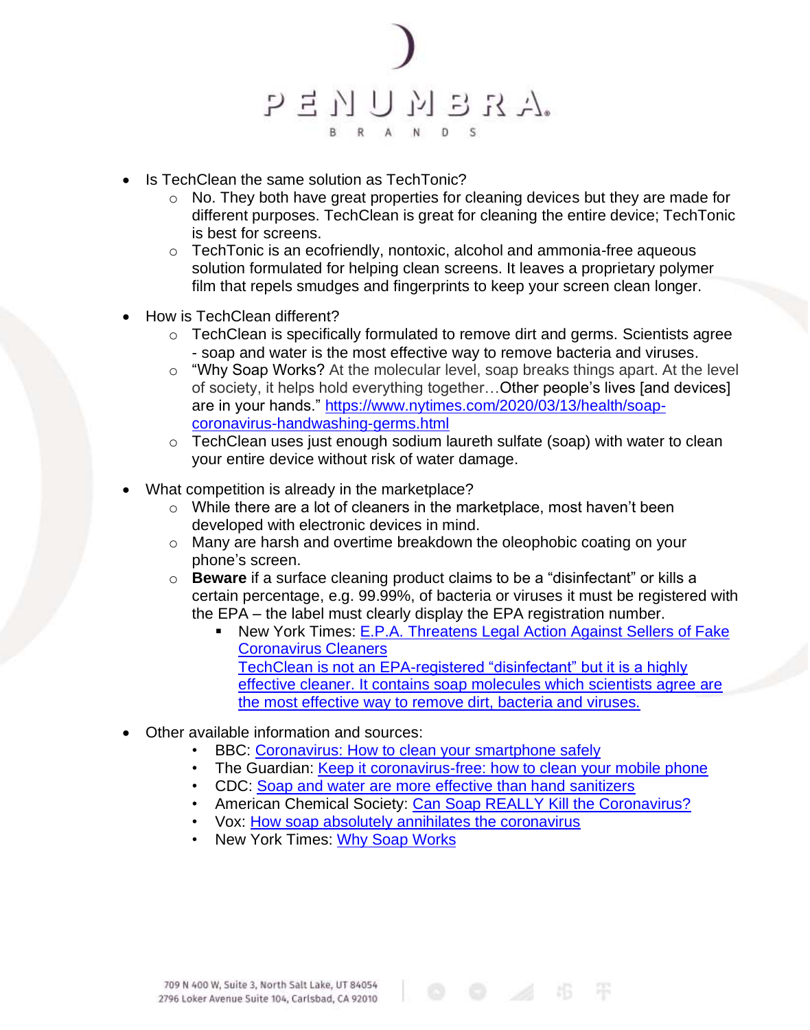PENUMBRA BRANDS

- Is TechClean the same solution as TechTonic?
    - No. They both have great properties for cleaning devices but they are made for different purposes. TechClean is great for cleaning the entire device; TechTonic is best for screens.
    - TechTonic is an ecofriendly, nontoxic, alcohol and ammonia-free aqueous solution formulated for helping clean screens. It leaves a proprietary polymer film that repels smudges and fingerprints to keep your screen clean longer.

- How is TechClean different?
    - TechClean is specifically formulated to remove dirt and germs. Scientists agree - soap and water is the most effective way to remove bacteria and viruses.
    - "Why Soap Works? At the molecular level, soap breaks things apart. At the level of society, it helps hold everything together…Other people's lives [and devices] are in your hands." https://www.nytimes.com/2020/03/13/health/soap-coronavirus-handwashing-germs.html
    - TechClean uses just enough sodium laureth sulfate (soap) with water to clean your entire device without risk of water damage.

- What competition is already in the marketplace?
    - While there are a lot of cleaners in the marketplace, most haven't been developed with electronic devices in mind.
    - Many are harsh and overtime breakdown the oleophobic coating on your phone's screen.
    - **Beware** if a surface cleaning product claims to be a "disinfectant" or kills a certain percentage, e.g. 99.99%, of bacteria or viruses it must be registered with the EPA – the label must clearly display the EPA registration number.
        - New York Times: E.P.A. Threatens Legal Action Against Sellers of Fake Coronavirus Cleaners
          TechClean is not an EPA-registered "disinfectant" but it is a highly effective cleaner. It contains soap molecules which scientists agree are the most effective way to remove dirt, bacteria and viruses.

- Other available information and sources:
    - BBC: Coronavirus: How to clean your smartphone safely
    - The Guardian: Keep it coronavirus-free: how to clean your mobile phone
    - CDC: Soap and water are more effective than hand sanitizers
    - American Chemical Society: Can Soap REALLY Kill the Coronavirus?
    - Vox: How soap absolutely annihilates the coronavirus
    - New York Times: Why Soap Works

709 N 400 W, Suite 3, North Salt Lake, UT 84054
2796 Loker Avenue Suite 104, Carlsbad, CA 92010